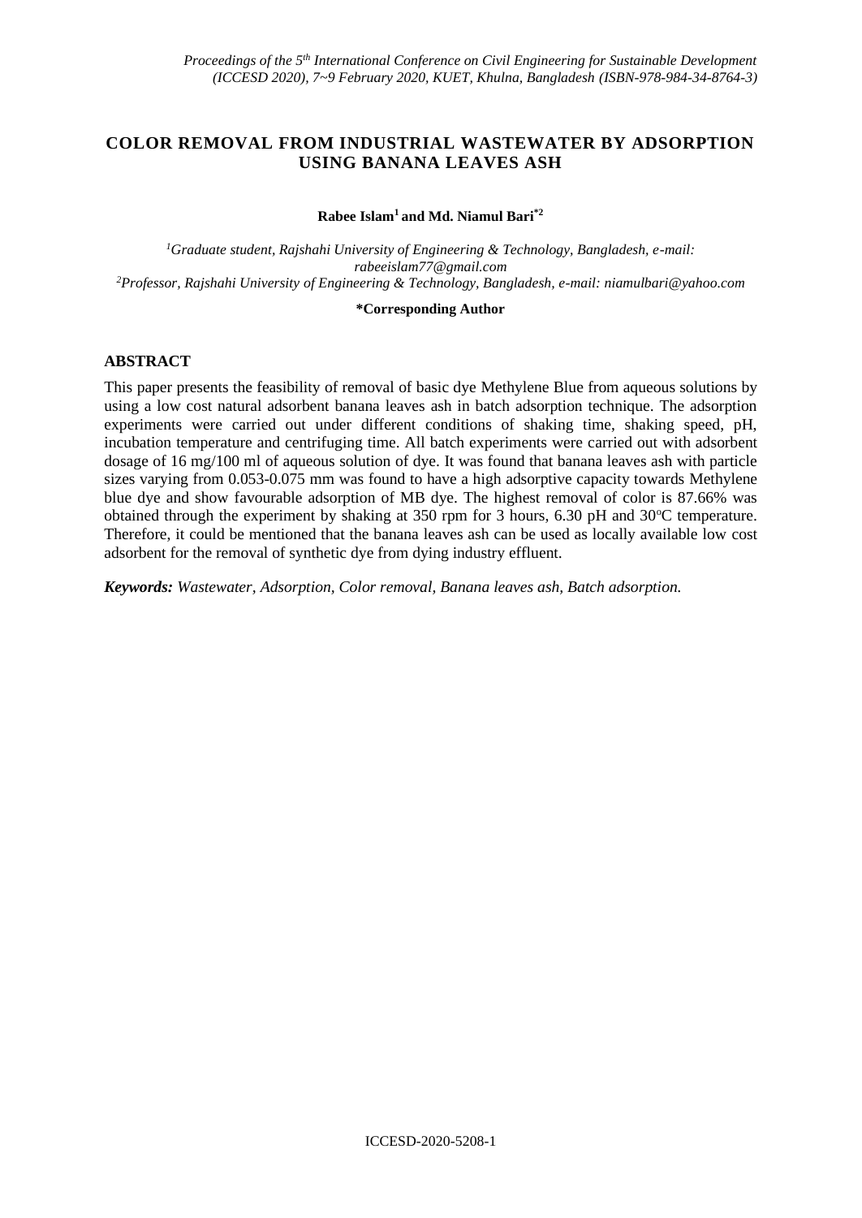# COLOR REMOVAL FROM INDUSTRIAL WASTEWATER BY ADSORPTION USING BANANA LEAVES ASH

**Rabee Islam[1] and Md. Niamul Bari[*2]**

[1] *Graduate student, Rajshahi University of Engineering & Technology, Bangladesh, e-mail: rabeeislam77@gmail.com*
[2] *Professor, Rajshahi University of Engineering & Technology, Bangladesh, e-mail: niamulbari@yahoo.com*

**\*Corresponding Author**

## ABSTRACT

This paper presents the feasibility of removal of basic dye Methylene Blue from aqueous solutions by using a low cost natural adsorbent banana leaves ash in batch adsorption technique. The adsorption experiments were carried out under different conditions of shaking time, shaking speed, pH, incubation temperature and centrifuging time. All batch experiments were carried out with adsorbent dosage of 16 mg/100 ml of aqueous solution of dye. It was found that banana leaves ash with particle sizes varying from 0.053-0.075 mm was found to have a high adsorptive capacity towards Methylene blue dye and show favourable adsorption of MB dye. The highest removal of color is 87.66% was obtained through the experiment by shaking at 350 rpm for 3 hours, 6.30 pH and 30°C temperature. Therefore, it could be mentioned that the banana leaves ash can be used as locally available low cost adsorbent for the removal of synthetic dye from dying industry effluent.

***Keywords:*** *Wastewater, Adsorption, Color removal, Banana leaves ash, Batch adsorption.*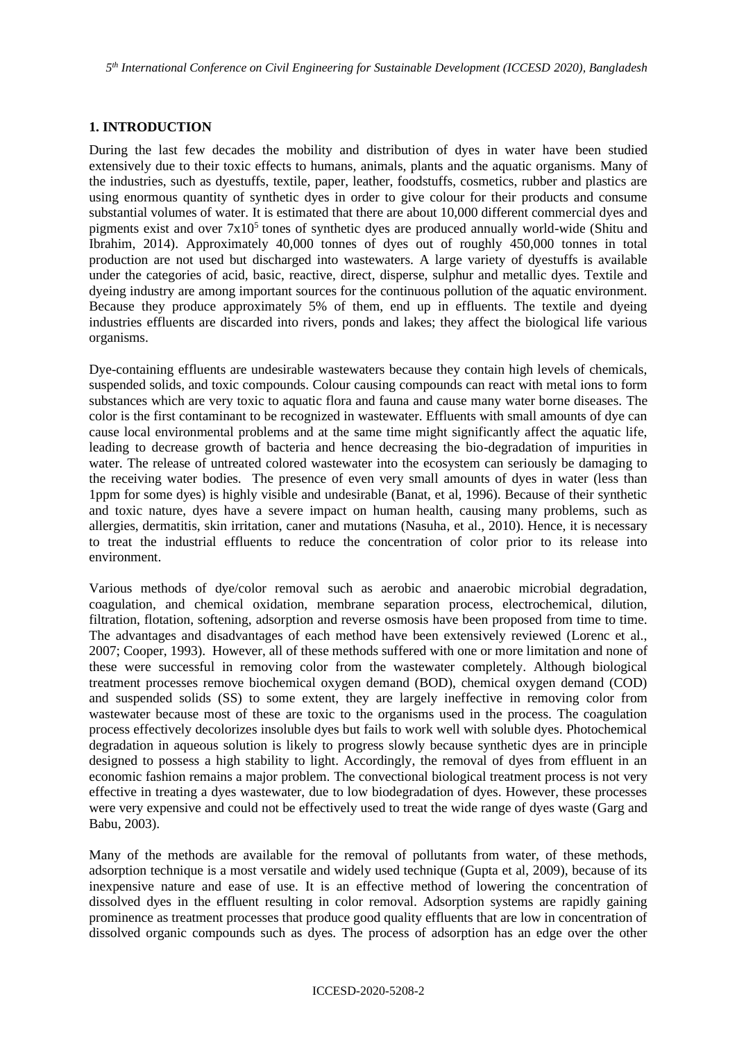## 1. INTRODUCTION

During the last few decades the mobility and distribution of dyes in water have been studied extensively due to their toxic effects to humans, animals, plants and the aquatic organisms. Many of the industries, such as dyestuffs, textile, paper, leather, foodstuffs, cosmetics, rubber and plastics are using enormous quantity of synthetic dyes in order to give colour for their products and consume substantial volumes of water. It is estimated that there are about 10,000 different commercial dyes and pigments exist and over $7x10^5$ tones of synthetic dyes are produced annually world-wide (Shitu and Ibrahim, 2014). Approximately 40,000 tonnes of dyes out of roughly 450,000 tonnes in total production are not used but discharged into wastewaters. A large variety of dyestuffs is available under the categories of acid, basic, reactive, direct, disperse, sulphur and metallic dyes. Textile and dyeing industry are among important sources for the continuous pollution of the aquatic environment. Because they produce approximately 5% of them, end up in effluents. The textile and dyeing industries effluents are discarded into rivers, ponds and lakes; they affect the biological life various organisms.

Dye-containing effluents are undesirable wastewaters because they contain high levels of chemicals, suspended solids, and toxic compounds. Colour causing compounds can react with metal ions to form substances which are very toxic to aquatic flora and fauna and cause many water borne diseases. The color is the first contaminant to be recognized in wastewater. Effluents with small amounts of dye can cause local environmental problems and at the same time might significantly affect the aquatic life, leading to decrease growth of bacteria and hence decreasing the bio-degradation of impurities in water. The release of untreated colored wastewater into the ecosystem can seriously be damaging to the receiving water bodies. The presence of even very small amounts of dyes in water (less than 1ppm for some dyes) is highly visible and undesirable (Banat, et al, 1996). Because of their synthetic and toxic nature, dyes have a severe impact on human health, causing many problems, such as allergies, dermatitis, skin irritation, caner and mutations (Nasuha, et al., 2010). Hence, it is necessary to treat the industrial effluents to reduce the concentration of color prior to its release into environment.

Various methods of dye/color removal such as aerobic and anaerobic microbial degradation, coagulation, and chemical oxidation, membrane separation process, electrochemical, dilution, filtration, flotation, softening, adsorption and reverse osmosis have been proposed from time to time. The advantages and disadvantages of each method have been extensively reviewed (Lorenc et al., 2007; Cooper, 1993). However, all of these methods suffered with one or more limitation and none of these were successful in removing color from the wastewater completely. Although biological treatment processes remove biochemical oxygen demand (BOD), chemical oxygen demand (COD) and suspended solids (SS) to some extent, they are largely ineffective in removing color from wastewater because most of these are toxic to the organisms used in the process. The coagulation process effectively decolorizes insoluble dyes but fails to work well with soluble dyes. Photochemical degradation in aqueous solution is likely to progress slowly because synthetic dyes are in principle designed to possess a high stability to light. Accordingly, the removal of dyes from effluent in an economic fashion remains a major problem. The convectional biological treatment process is not very effective in treating a dyes wastewater, due to low biodegradation of dyes. However, these processes were very expensive and could not be effectively used to treat the wide range of dyes waste (Garg and Babu, 2003).

Many of the methods are available for the removal of pollutants from water, of these methods, adsorption technique is a most versatile and widely used technique (Gupta et al, 2009), because of its inexpensive nature and ease of use. It is an effective method of lowering the concentration of dissolved dyes in the effluent resulting in color removal. Adsorption systems are rapidly gaining prominence as treatment processes that produce good quality effluents that are low in concentration of dissolved organic compounds such as dyes. The process of adsorption has an edge over the other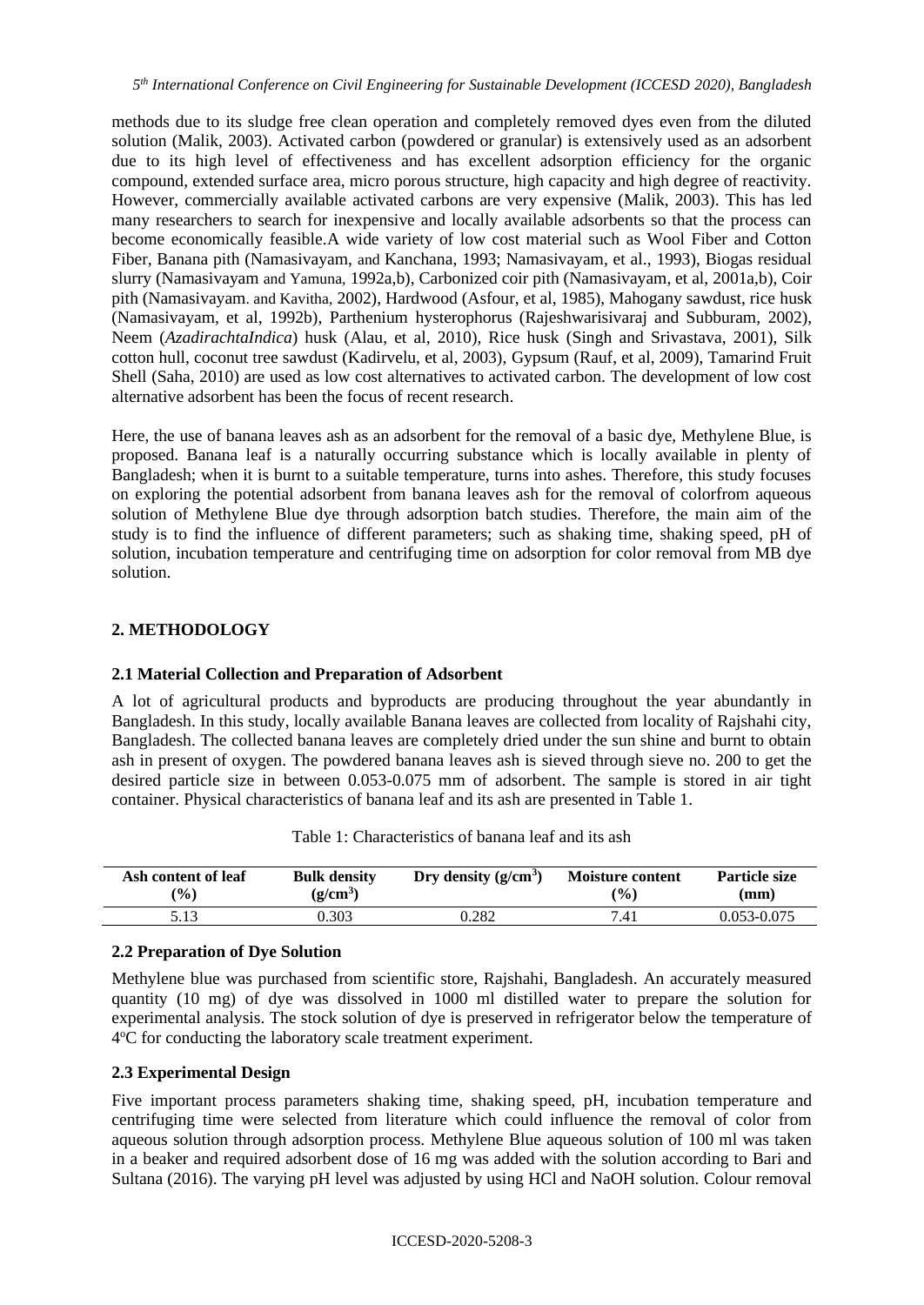methods due to its sludge free clean operation and completely removed dyes even from the diluted solution (Malik, 2003). Activated carbon (powdered or granular) is extensively used as an adsorbent due to its high level of effectiveness and has excellent adsorption efficiency for the organic compound, extended surface area, micro porous structure, high capacity and high degree of reactivity. However, commercially available activated carbons are very expensive (Malik, 2003). This has led many researchers to search for inexpensive and locally available adsorbents so that the process can become economically feasible.A wide variety of low cost material such as Wool Fiber and Cotton Fiber, Banana pith (Namasivayam, and Kanchana, 1993; Namasivayam, et al., 1993), Biogas residual slurry (Namasivayam and Yamuna, 1992a,b), Carbonized coir pith (Namasivayam, et al, 2001a,b), Coir pith (Namasivayam. and Kavitha, 2002), Hardwood (Asfour, et al, 1985), Mahogany sawdust, rice husk (Namasivayam, et al, 1992b), Parthenium hysterophorus (Rajeshwarisivaraj and Subburam, 2002), Neem (*AzadirachtaIndica*) husk (Alau, et al, 2010), Rice husk (Singh and Srivastava, 2001), Silk cotton hull, coconut tree sawdust (Kadirvelu, et al, 2003), Gypsum (Rauf, et al, 2009), Tamarind Fruit Shell (Saha, 2010) are used as low cost alternatives to activated carbon. The development of low cost alternative adsorbent has been the focus of recent research.

Here, the use of banana leaves ash as an adsorbent for the removal of a basic dye, Methylene Blue, is proposed. Banana leaf is a naturally occurring substance which is locally available in plenty of Bangladesh; when it is burnt to a suitable temperature, turns into ashes. Therefore, this study focuses on exploring the potential adsorbent from banana leaves ash for the removal of colorfrom aqueous solution of Methylene Blue dye through adsorption batch studies. Therefore, the main aim of the study is to find the influence of different parameters; such as shaking time, shaking speed, pH of solution, incubation temperature and centrifuging time on adsorption for color removal from MB dye solution.

## 2. METHODOLOGY

### 2.1 Material Collection and Preparation of Adsorbent

A lot of agricultural products and byproducts are producing throughout the year abundantly in Bangladesh. In this study, locally available Banana leaves are collected from locality of Rajshahi city, Bangladesh. The collected banana leaves are completely dried under the sun shine and burnt to obtain ash in present of oxygen. The powdered banana leaves ash is sieved through sieve no. 200 to get the desired particle size in between 0.053-0.075 mm of adsorbent. The sample is stored in air tight container. Physical characteristics of banana leaf and its ash are presented in Table 1.

Table 1: Characteristics of banana leaf and its ash

| Ash content of leaf (%) | Bulk density ($g/cm^3$) | Dry density ($g/cm^3$) | Moisture content (%) | Particle size (mm) |
|---|---|---|---|---|
| 5.13 | 0.303 | 0.282 | 7.41 | 0.053-0.075 |

### 2.2 Preparation of Dye Solution

Methylene blue was purchased from scientific store, Rajshahi, Bangladesh. An accurately measured quantity (10 mg) of dye was dissolved in 1000 ml distilled water to prepare the solution for experimental analysis. The stock solution of dye is preserved in refrigerator below the temperature of 4°C for conducting the laboratory scale treatment experiment.

### 2.3 Experimental Design

Five important process parameters shaking time, shaking speed, pH, incubation temperature and centrifuging time were selected from literature which could influence the removal of color from aqueous solution through adsorption process. Methylene Blue aqueous solution of 100 ml was taken in a beaker and required adsorbent dose of 16 mg was added with the solution according to Bari and Sultana (2016). The varying pH level was adjusted by using HCl and NaOH solution. Colour removal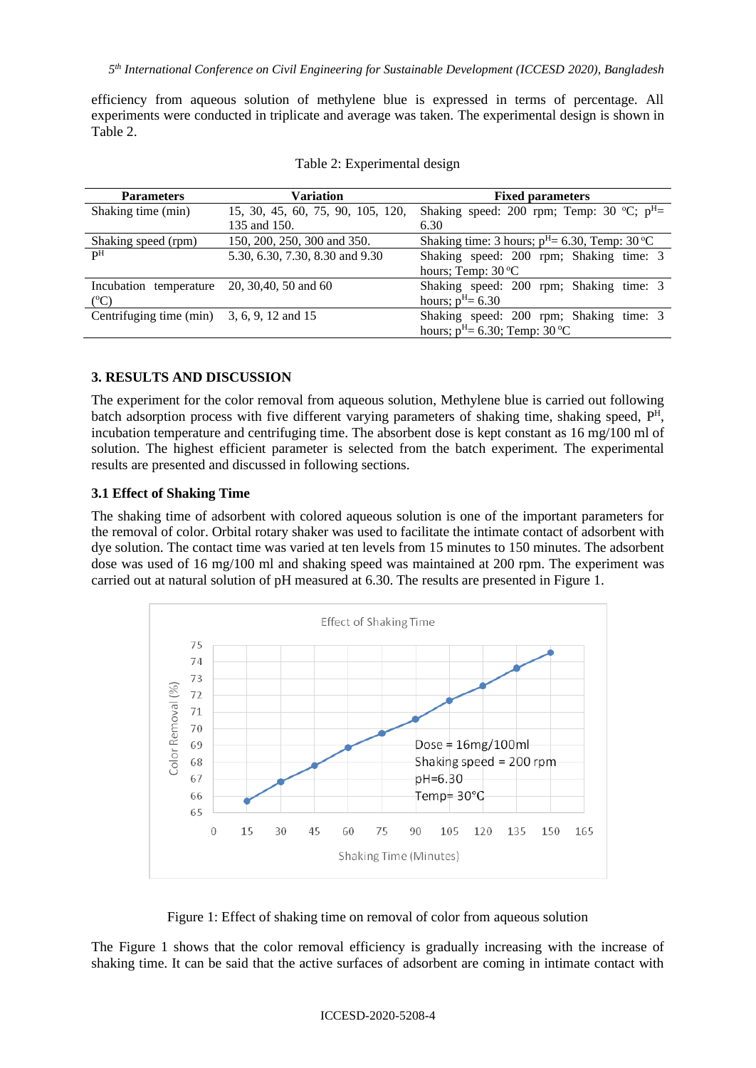efficiency from aqueous solution of methylene blue is expressed in terms of percentage. All experiments were conducted in triplicate and average was taken. The experimental design is shown in Table 2.

Table 2: Experimental design

| Parameters | Variation | Fixed parameters |
|---|---|---|
| Shaking time (min) | 15, 30, 45, 60, 75, 90, 105, 120, 135 and 150. | Shaking speed: 200 rpm; Temp: 30 °C; $p^H$= 6.30 |
| Shaking speed (rpm) | 150, 200, 250, 300 and 350. | Shaking time: 3 hours; $p^H$= 6.30, Temp: 30 °C |
| $P^H$ | 5.30, 6.30, 7.30, 8.30 and 9.30 | Shaking speed: 200 rpm; Shaking time: 3 hours; Temp: 30 °C |
| Incubation temperature (°C) | 20, 30,40, 50 and 60 | Shaking speed: 200 rpm; Shaking time: 3 hours; $p^H$= 6.30 |
| Centrifuging time (min) | 3, 6, 9, 12 and 15 | Shaking speed: 200 rpm; Shaking time: 3 hours; $p^H$= 6.30; Temp: 30 °C |

## 3. RESULTS AND DISCUSSION

The experiment for the color removal from aqueous solution, Methylene blue is carried out following batch adsorption process with five different varying parameters of shaking time, shaking speed, $P^H$, incubation temperature and centrifuging time. The absorbent dose is kept constant as 16 mg/100 ml of solution. The highest efficient parameter is selected from the batch experiment. The experimental results are presented and discussed in following sections.

### 3.1 Effect of Shaking Time

The shaking time of adsorbent with colored aqueous solution is one of the important parameters for the removal of color. Orbital rotary shaker was used to facilitate the intimate contact of adsorbent with dye solution. The contact time was varied at ten levels from 15 minutes to 150 minutes. The adsorbent dose was used of 16 mg/100 ml and shaking speed was maintained at 200 rpm. The experiment was carried out at natural solution of pH measured at 6.30. The results are presented in Figure 1.

Figure 1: Effect of shaking time on removal of color from aqueous solution

The Figure 1 shows that the color removal efficiency is gradually increasing with the increase of shaking time. It can be said that the active surfaces of adsorbent are coming in intimate contact with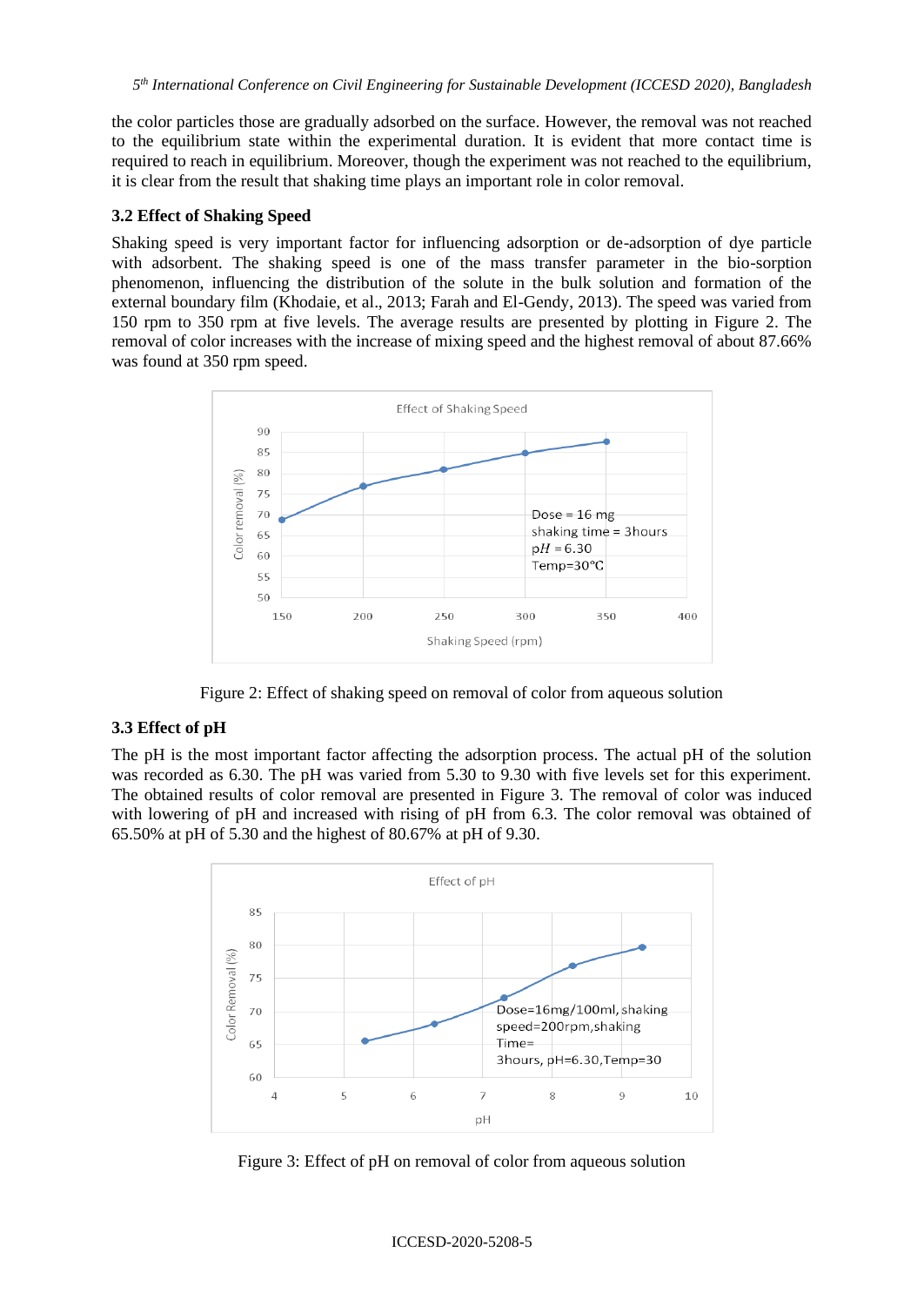the color particles those are gradually adsorbed on the surface. However, the removal was not reached to the equilibrium state within the experimental duration. It is evident that more contact time is required to reach in equilibrium. Moreover, though the experiment was not reached to the equilibrium, it is clear from the result that shaking time plays an important role in color removal.

### 3.2 Effect of Shaking Speed

Shaking speed is very important factor for influencing adsorption or de-adsorption of dye particle with adsorbent. The shaking speed is one of the mass transfer parameter in the bio-sorption phenomenon, influencing the distribution of the solute in the bulk solution and formation of the external boundary film (Khodaie, et al., 2013; Farah and El-Gendy, 2013). The speed was varied from 150 rpm to 350 rpm at five levels. The average results are presented by plotting in Figure 2. The removal of color increases with the increase of mixing speed and the highest removal of about 87.66% was found at 350 rpm speed.

Figure 2: Effect of shaking speed on removal of color from aqueous solution

### 3.3 Effect of pH

The pH is the most important factor affecting the adsorption process. The actual pH of the solution was recorded as 6.30. The pH was varied from 5.30 to 9.30 with five levels set for this experiment. The obtained results of color removal are presented in Figure 3. The removal of color was induced with lowering of pH and increased with rising of pH from 6.3. The color removal was obtained of 65.50% at pH of 5.30 and the highest of 80.67% at pH of 9.30.

Figure 3: Effect of pH on removal of color from aqueous solution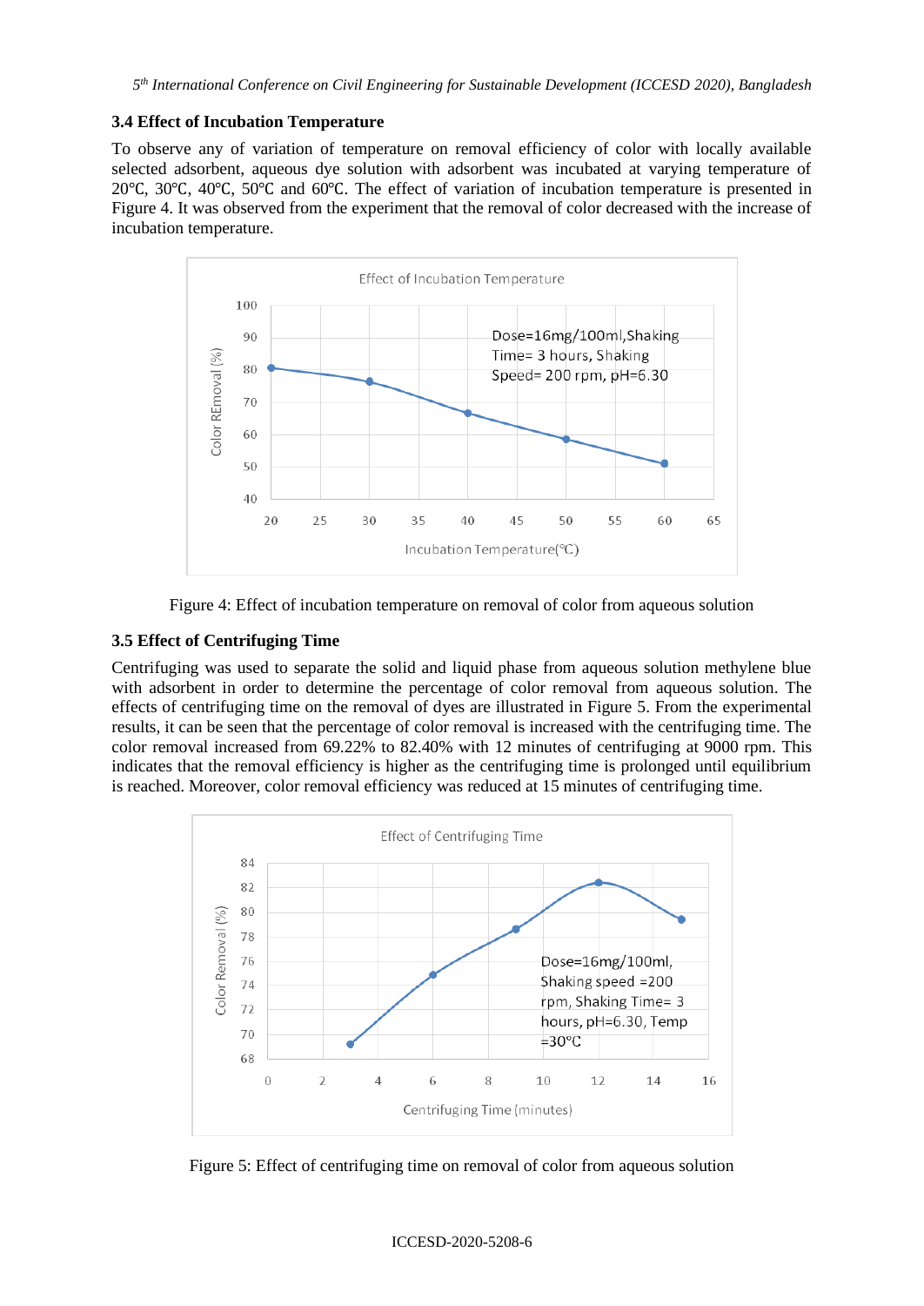### 3.4 Effect of Incubation Temperature

To observe any of variation of temperature on removal efficiency of color with locally available selected adsorbent, aqueous dye solution with adsorbent was incubated at varying temperature of 20℃, 30℃, 40℃, 50℃ and 60℃. The effect of variation of incubation temperature is presented in Figure 4. It was observed from the experiment that the removal of color decreased with the increase of incubation temperature.

Figure 4: Effect of incubation temperature on removal of color from aqueous solution

### 3.5 Effect of Centrifuging Time

Centrifuging was used to separate the solid and liquid phase from aqueous solution methylene blue with adsorbent in order to determine the percentage of color removal from aqueous solution. The effects of centrifuging time on the removal of dyes are illustrated in Figure 5. From the experimental results, it can be seen that the percentage of color removal is increased with the centrifuging time. The color removal increased from 69.22% to 82.40% with 12 minutes of centrifuging at 9000 rpm. This indicates that the removal efficiency is higher as the centrifuging time is prolonged until equilibrium is reached. Moreover, color removal efficiency was reduced at 15 minutes of centrifuging time.

Figure 5: Effect of centrifuging time on removal of color from aqueous solution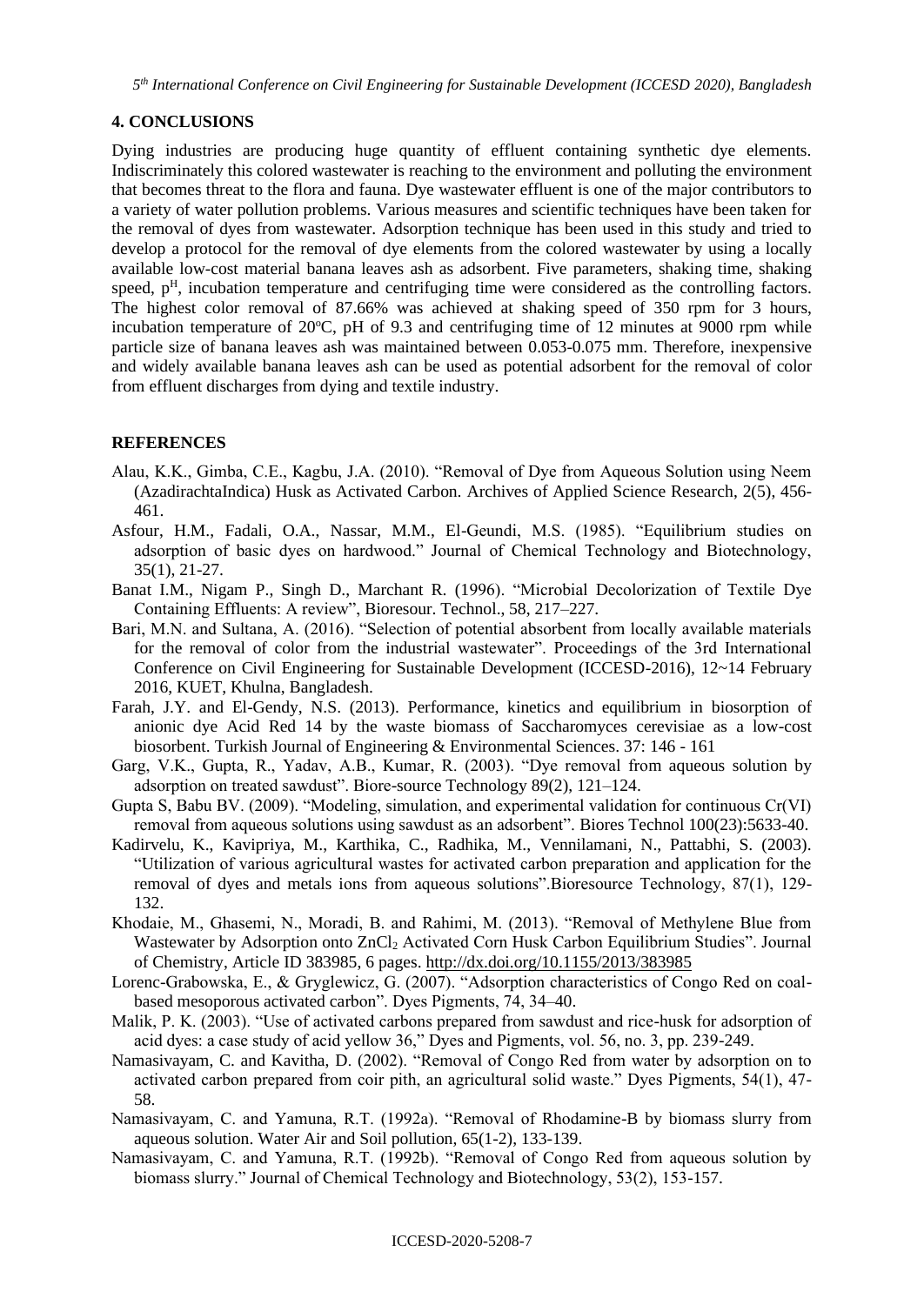## 4. CONCLUSIONS

Dying industries are producing huge quantity of effluent containing synthetic dye elements. Indiscriminately this colored wastewater is reaching to the environment and polluting the environment that becomes threat to the flora and fauna. Dye wastewater effluent is one of the major contributors to a variety of water pollution problems. Various measures and scientific techniques have been taken for the removal of dyes from wastewater. Adsorption technique has been used in this study and tried to develop a protocol for the removal of dye elements from the colored wastewater by using a locally available low-cost material banana leaves ash as adsorbent. Five parameters, shaking time, shaking speed, $p^H$, incubation temperature and centrifuging time were considered as the controlling factors. The highest color removal of 87.66% was achieved at shaking speed of 350 rpm for 3 hours, incubation temperature of 20°C, pH of 9.3 and centrifuging time of 12 minutes at 9000 rpm while particle size of banana leaves ash was maintained between 0.053-0.075 mm. Therefore, inexpensive and widely available banana leaves ash can be used as potential adsorbent for the removal of color from effluent discharges from dying and textile industry.

## REFERENCES

Alau, K.K., Gimba, C.E., Kagbu, J.A. (2010). "Removal of Dye from Aqueous Solution using Neem (AzadirachtaIndica) Husk as Activated Carbon. Archives of Applied Science Research, 2(5), 456-461.

Asfour, H.M., Fadali, O.A., Nassar, M.M., El-Geundi, M.S. (1985). "Equilibrium studies on adsorption of basic dyes on hardwood." Journal of Chemical Technology and Biotechnology, 35(1), 21-27.

Banat I.M., Nigam P., Singh D., Marchant R. (1996). "Microbial Decolorization of Textile Dye Containing Effluents: A review", Bioresour. Technol., 58, 217–227.

Bari, M.N. and Sultana, A. (2016). "Selection of potential absorbent from locally available materials for the removal of color from the industrial wastewater". Proceedings of the 3rd International Conference on Civil Engineering for Sustainable Development (ICCESD-2016), 12~14 February 2016, KUET, Khulna, Bangladesh.

Farah, J.Y. and El-Gendy, N.S. (2013). Performance, kinetics and equilibrium in biosorption of anionic dye Acid Red 14 by the waste biomass of Saccharomyces cerevisiae as a low-cost biosorbent. Turkish Journal of Engineering & Environmental Sciences. 37: 146 - 161

Garg, V.K., Gupta, R., Yadav, A.B., Kumar, R. (2003). "Dye removal from aqueous solution by adsorption on treated sawdust". Biore-source Technology 89(2), 121–124.

Gupta S, Babu BV. (2009). "Modeling, simulation, and experimental validation for continuous Cr(VI) removal from aqueous solutions using sawdust as an adsorbent". Biores Technol 100(23):5633-40.

Kadirvelu, K., Kavipriya, M., Karthika, C., Radhika, M., Vennilamani, N., Pattabhi, S. (2003). "Utilization of various agricultural wastes for activated carbon preparation and application for the removal of dyes and metals ions from aqueous solutions".Bioresource Technology, 87(1), 129-132.

Khodaie, M., Ghasemi, N., Moradi, B. and Rahimi, M. (2013). "Removal of Methylene Blue from Wastewater by Adsorption onto $ZnCl_2$ Activated Corn Husk Carbon Equilibrium Studies". Journal of Chemistry, Article ID 383985, 6 pages. http://dx.doi.org/10.1155/2013/383985

Lorenc-Grabowska, E., & Gryglewicz, G. (2007). "Adsorption characteristics of Congo Red on coal-based mesoporous activated carbon". Dyes Pigments, 74, 34–40.

Malik, P. K. (2003). "Use of activated carbons prepared from sawdust and rice-husk for adsorption of acid dyes: a case study of acid yellow 36," Dyes and Pigments, vol. 56, no. 3, pp. 239-249.

Namasivayam, C. and Kavitha, D. (2002). "Removal of Congo Red from water by adsorption on to activated carbon prepared from coir pith, an agricultural solid waste." Dyes Pigments, 54(1), 47-58.

Namasivayam, C. and Yamuna, R.T. (1992a). "Removal of Rhodamine-B by biomass slurry from aqueous solution. Water Air and Soil pollution, 65(1-2), 133-139.

Namasivayam, C. and Yamuna, R.T. (1992b). "Removal of Congo Red from aqueous solution by biomass slurry." Journal of Chemical Technology and Biotechnology, 53(2), 153-157.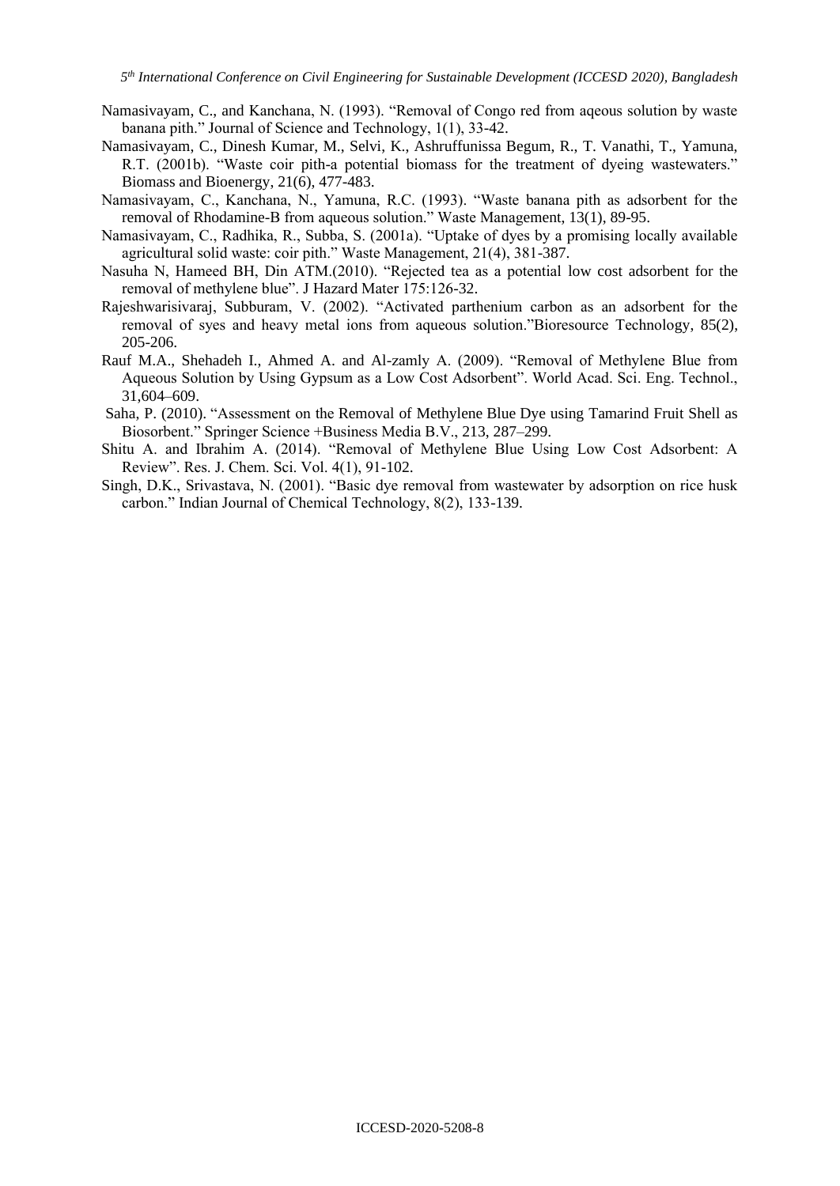Namasivayam, C., and Kanchana, N. (1993). "Removal of Congo red from aqeous solution by waste banana pith." Journal of Science and Technology, 1(1), 33-42.

Namasivayam, C., Dinesh Kumar, M., Selvi, K., Ashruffunissa Begum, R., T. Vanathi, T., Yamuna, R.T. (2001b). "Waste coir pith-a potential biomass for the treatment of dyeing wastewaters." Biomass and Bioenergy, 21(6), 477-483.

Namasivayam, C., Kanchana, N., Yamuna, R.C. (1993). "Waste banana pith as adsorbent for the removal of Rhodamine-B from aqueous solution." Waste Management, 13(1), 89-95.

Namasivayam, C., Radhika, R., Subba, S. (2001a). "Uptake of dyes by a promising locally available agricultural solid waste: coir pith." Waste Management, 21(4), 381-387.

Nasuha N, Hameed BH, Din ATM.(2010). "Rejected tea as a potential low cost adsorbent for the removal of methylene blue". J Hazard Mater 175:126-32.

Rajeshwarisivaraj, Subburam, V. (2002). "Activated parthenium carbon as an adsorbent for the removal of syes and heavy metal ions from aqueous solution."Bioresource Technology, 85(2), 205-206.

Rauf M.A., Shehadeh I., Ahmed A. and Al-zamly A. (2009). "Removal of Methylene Blue from Aqueous Solution by Using Gypsum as a Low Cost Adsorbent". World Acad. Sci. Eng. Technol., 31,604–609.

Saha, P. (2010). "Assessment on the Removal of Methylene Blue Dye using Tamarind Fruit Shell as Biosorbent." Springer Science +Business Media B.V., 213, 287–299.

Shitu A. and Ibrahim A. (2014). "Removal of Methylene Blue Using Low Cost Adsorbent: A Review". Res. J. Chem. Sci. Vol. 4(1), 91-102.

Singh, D.K., Srivastava, N. (2001). "Basic dye removal from wastewater by adsorption on rice husk carbon." Indian Journal of Chemical Technology, 8(2), 133-139.